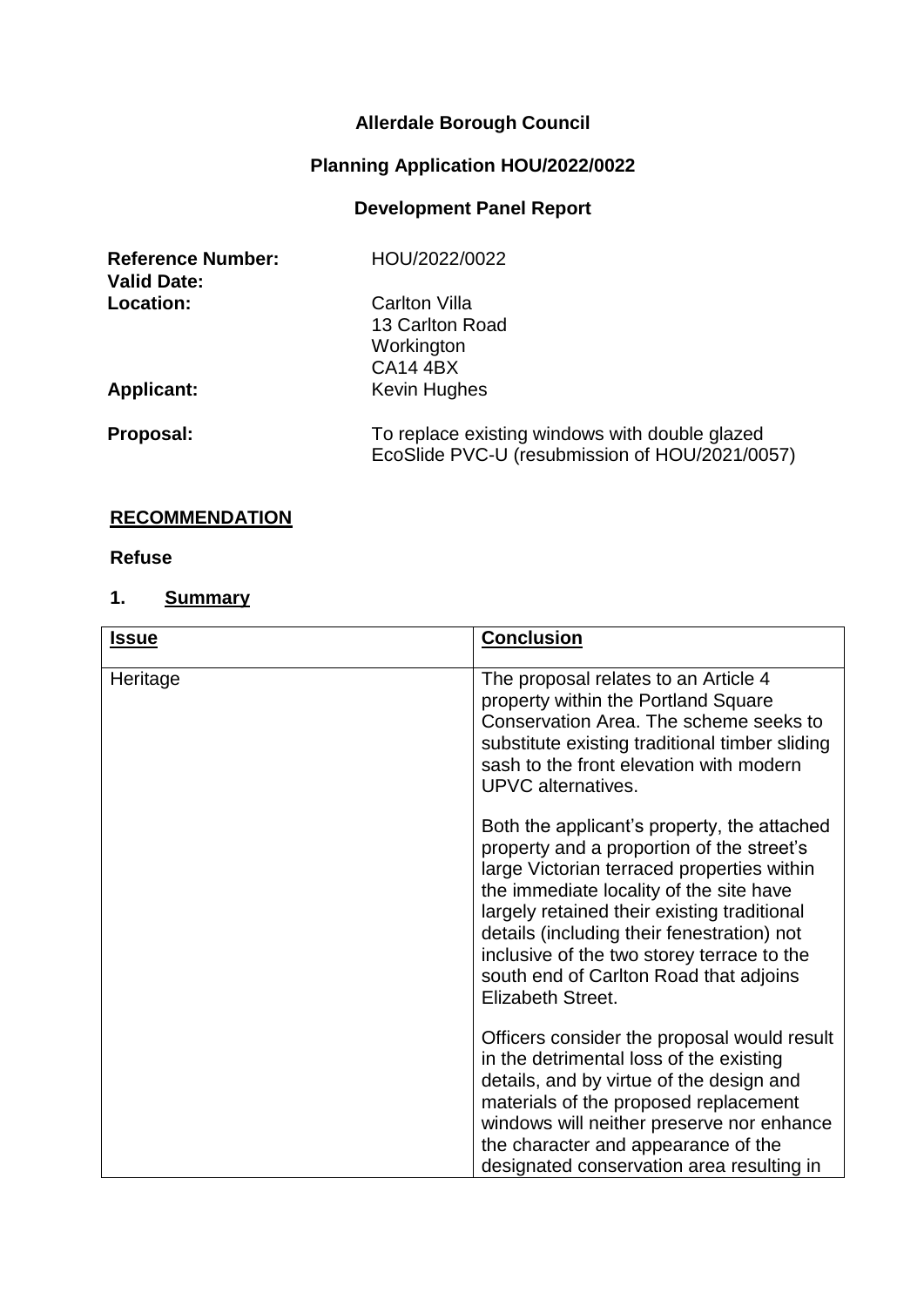**Allerdale Borough Council**

**Planning Application HOU/2022/0022**

**Development Panel Report**

| | |
|---|---|
| **Reference Number:** | HOU/2022/0022 |
| **Valid Date:** | |
| **Location:** | Carlton Villa<br>13 Carlton Road<br>Workington<br>CA14 4BX |
| **Applicant:** | Kevin Hughes |
| **Proposal:** | To replace existing windows with double glazed EcoSlide PVC-U (resubmission of HOU/2021/0057) |

## RECOMMENDATION

**Refuse**

## 1. Summary

| **Issue** | **Conclusion** |
|---|---|
| Heritage | The proposal relates to an Article 4 property within the Portland Square Conservation Area. The scheme seeks to substitute existing traditional timber sliding sash to the front elevation with modern UPVC alternatives.<br><br>Both the applicant's property, the attached property and a proportion of the street's large Victorian terraced properties within the immediate locality of the site have largely retained their existing traditional details (including their fenestration) not inclusive of the two storey terrace to the south end of Carlton Road that adjoins Elizabeth Street.<br><br>Officers consider the proposal would result in the detrimental loss of the existing details, and by virtue of the design and materials of the proposed replacement windows will neither preserve nor enhance the character and appearance of the designated conservation area resulting in |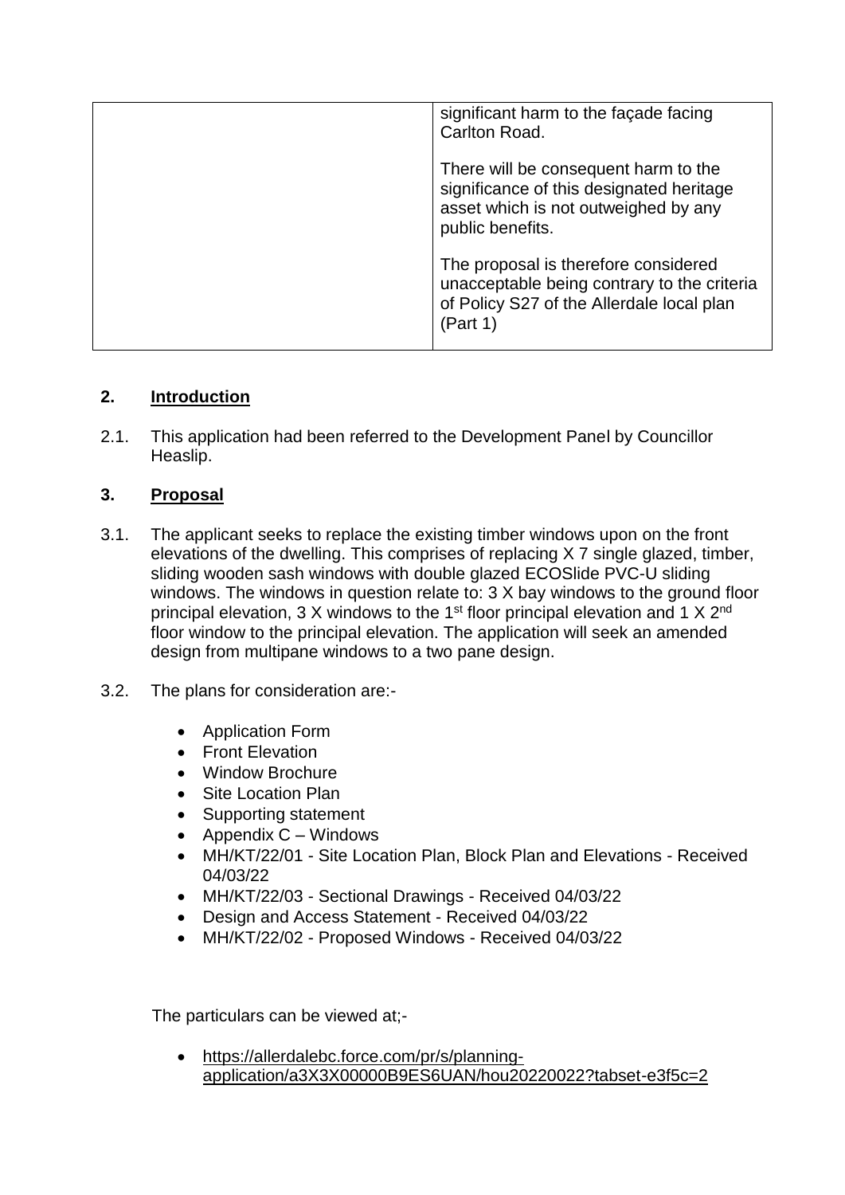| | significant harm to the façade facing Carlton Road.<br><br>There will be consequent harm to the significance of this designated heritage asset which is not outweighed by any public benefits.<br><br>The proposal is therefore considered unacceptable being contrary to the criteria of Policy S27 of the Allerdale local plan (Part 1) |
|---|---|

## 2. Introduction

2.1. This application had been referred to the Development Panel by Councillor Heaslip.

## 3. Proposal

3.1. The applicant seeks to replace the existing timber windows upon on the front elevations of the dwelling. This comprises of replacing X 7 single glazed, timber, sliding wooden sash windows with double glazed ECOSlide PVC-U sliding windows. The windows in question relate to: 3 X bay windows to the ground floor principal elevation, 3 X windows to the 1st floor principal elevation and 1 X 2nd floor window to the principal elevation. The application will seek an amended design from multipane windows to a two pane design.

3.2. The plans for consideration are:-

- Application Form
- Front Elevation
- Window Brochure
- Site Location Plan
- Supporting statement
- Appendix C – Windows
- MH/KT/22/01 - Site Location Plan, Block Plan and Elevations - Received 04/03/22
- MH/KT/22/03 - Sectional Drawings - Received 04/03/22
- Design and Access Statement - Received 04/03/22
- MH/KT/22/02 - Proposed Windows - Received 04/03/22

The particulars can be viewed at;-

- https://allerdalebc.force.com/pr/s/planning-application/a3X3X00000B9ES6UAN/hou20220022?tabset-e3f5c=2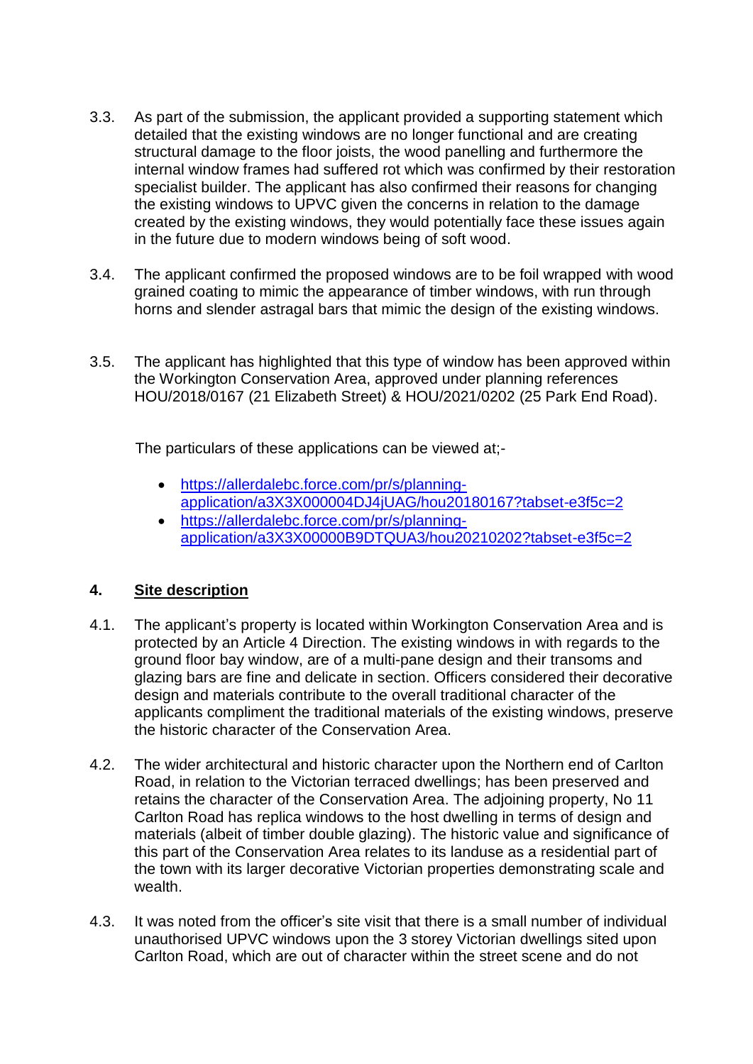3.3. As part of the submission, the applicant provided a supporting statement which detailed that the existing windows are no longer functional and are creating structural damage to the floor joists, the wood panelling and furthermore the internal window frames had suffered rot which was confirmed by their restoration specialist builder. The applicant has also confirmed their reasons for changing the existing windows to UPVC given the concerns in relation to the damage created by the existing windows, they would potentially face these issues again in the future due to modern windows being of soft wood.

3.4. The applicant confirmed the proposed windows are to be foil wrapped with wood grained coating to mimic the appearance of timber windows, with run through horns and slender astragal bars that mimic the design of the existing windows.

3.5. The applicant has highlighted that this type of window has been approved within the Workington Conservation Area, approved under planning references HOU/2018/0167 (21 Elizabeth Street) & HOU/2021/0202 (25 Park End Road).

The particulars of these applications can be viewed at;-

- https://allerdalebc.force.com/pr/s/planning-application/a3X3X000004DJ4jUAG/hou20180167?tabset-e3f5c=2
- https://allerdalebc.force.com/pr/s/planning-application/a3X3X00000B9DTQUA3/hou20210202?tabset-e3f5c=2

## 4. <u>Site description</u>

4.1. The applicant's property is located within Workington Conservation Area and is protected by an Article 4 Direction. The existing windows in with regards to the ground floor bay window, are of a multi-pane design and their transoms and glazing bars are fine and delicate in section. Officers considered their decorative design and materials contribute to the overall traditional character of the applicants compliment the traditional materials of the existing windows, preserve the historic character of the Conservation Area.

4.2. The wider architectural and historic character upon the Northern end of Carlton Road, in relation to the Victorian terraced dwellings; has been preserved and retains the character of the Conservation Area. The adjoining property, No 11 Carlton Road has replica windows to the host dwelling in terms of design and materials (albeit of timber double glazing). The historic value and significance of this part of the Conservation Area relates to its landuse as a residential part of the town with its larger decorative Victorian properties demonstrating scale and wealth.

4.3. It was noted from the officer's site visit that there is a small number of individual unauthorised UPVC windows upon the 3 storey Victorian dwellings sited upon Carlton Road, which are out of character within the street scene and do not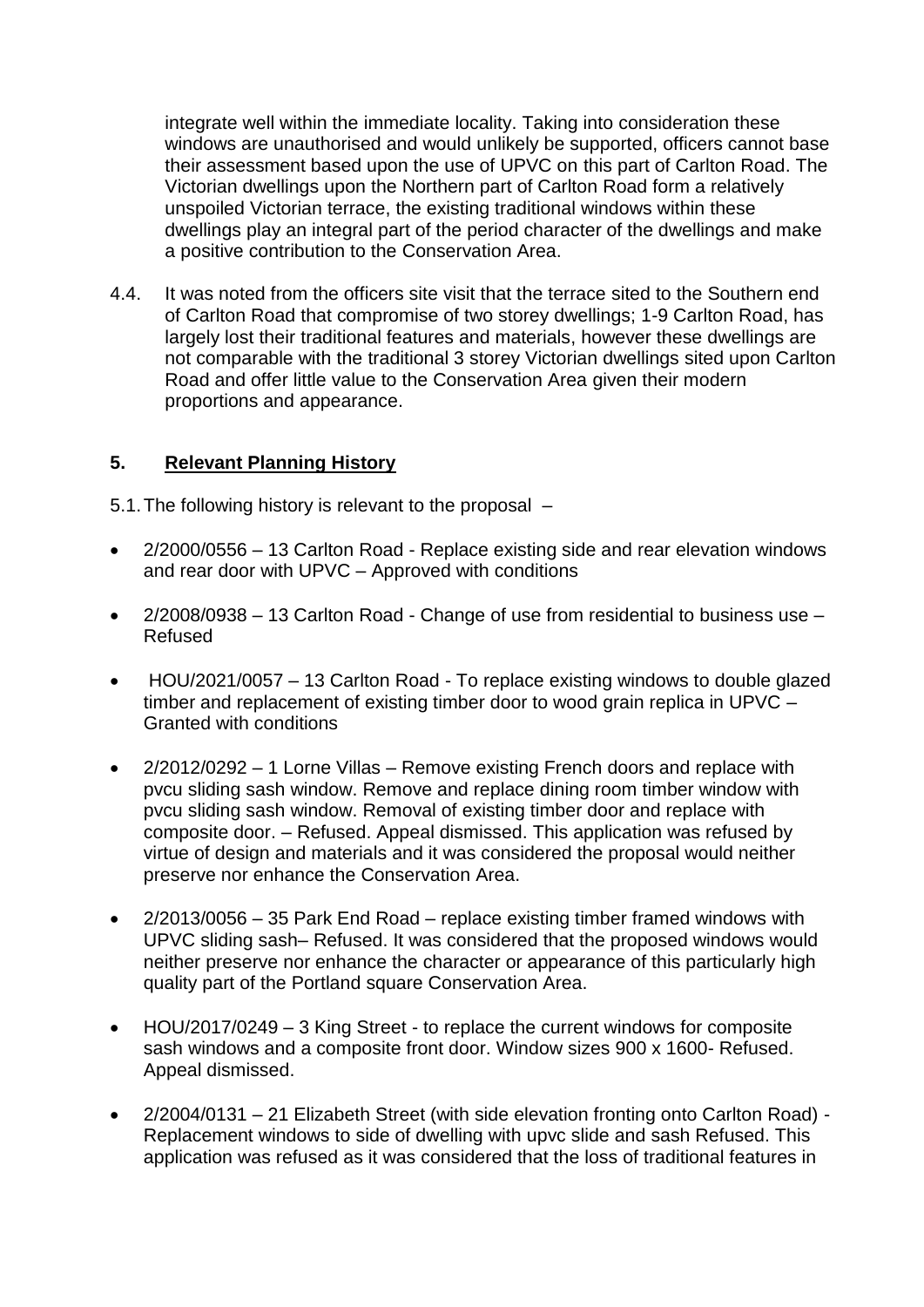integrate well within the immediate locality. Taking into consideration these windows are unauthorised and would unlikely be supported, officers cannot base their assessment based upon the use of UPVC on this part of Carlton Road. The Victorian dwellings upon the Northern part of Carlton Road form a relatively unspoiled Victorian terrace, the existing traditional windows within these dwellings play an integral part of the period character of the dwellings and make a positive contribution to the Conservation Area.

4.4. It was noted from the officers site visit that the terrace sited to the Southern end of Carlton Road that compromise of two storey dwellings; 1-9 Carlton Road, has largely lost their traditional features and materials, however these dwellings are not comparable with the traditional 3 storey Victorian dwellings sited upon Carlton Road and offer little value to the Conservation Area given their modern proportions and appearance.

## 5. Relevant Planning History

5.1. The following history is relevant to the proposal –

- 2/2000/0556 – 13 Carlton Road - Replace existing side and rear elevation windows and rear door with UPVC – Approved with conditions
- 2/2008/0938 – 13 Carlton Road - Change of use from residential to business use – Refused
- HOU/2021/0057 – 13 Carlton Road - To replace existing windows to double glazed timber and replacement of existing timber door to wood grain replica in UPVC – Granted with conditions
- 2/2012/0292 – 1 Lorne Villas – Remove existing French doors and replace with pvcu sliding sash window. Remove and replace dining room timber window with pvcu sliding sash window. Removal of existing timber door and replace with composite door. – Refused. Appeal dismissed. This application was refused by virtue of design and materials and it was considered the proposal would neither preserve nor enhance the Conservation Area.
- 2/2013/0056 – 35 Park End Road – replace existing timber framed windows with UPVC sliding sash– Refused. It was considered that the proposed windows would neither preserve nor enhance the character or appearance of this particularly high quality part of the Portland square Conservation Area.
- HOU/2017/0249 – 3 King Street - to replace the current windows for composite sash windows and a composite front door. Window sizes 900 x 1600- Refused. Appeal dismissed.
- 2/2004/0131 – 21 Elizabeth Street (with side elevation fronting onto Carlton Road) - Replacement windows to side of dwelling with upvc slide and sash Refused. This application was refused as it was considered that the loss of traditional features in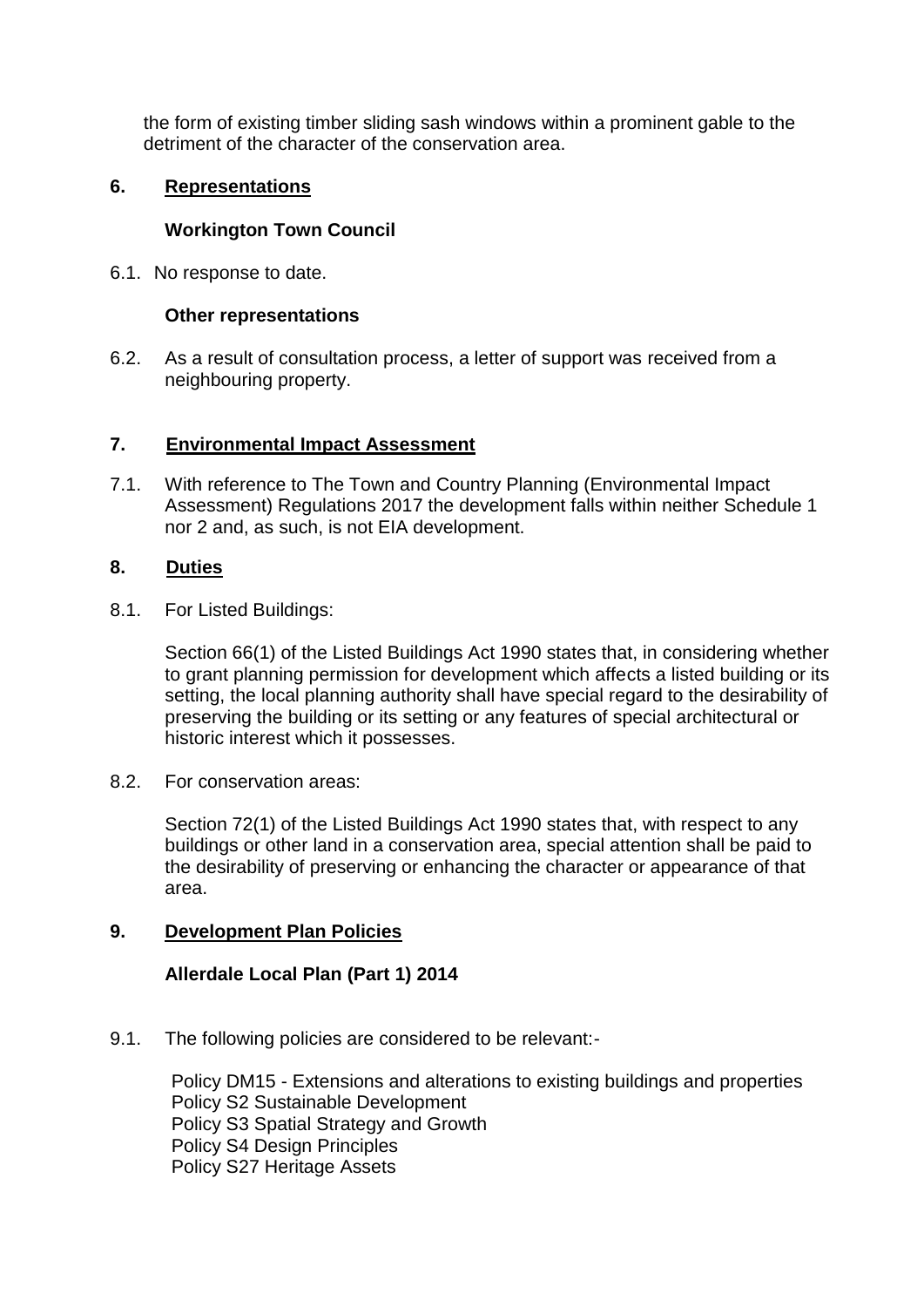the form of existing timber sliding sash windows within a prominent gable to the detriment of the character of the conservation area.

## 6. Representations

### Workington Town Council

6.1. No response to date.

### Other representations

6.2. As a result of consultation process, a letter of support was received from a neighbouring property.

## 7. Environmental Impact Assessment

7.1. With reference to The Town and Country Planning (Environmental Impact Assessment) Regulations 2017 the development falls within neither Schedule 1 nor 2 and, as such, is not EIA development.

## 8. Duties

8.1. For Listed Buildings:

Section 66(1) of the Listed Buildings Act 1990 states that, in considering whether to grant planning permission for development which affects a listed building or its setting, the local planning authority shall have special regard to the desirability of preserving the building or its setting or any features of special architectural or historic interest which it possesses.

8.2. For conservation areas:

Section 72(1) of the Listed Buildings Act 1990 states that, with respect to any buildings or other land in a conservation area, special attention shall be paid to the desirability of preserving or enhancing the character or appearance of that area.

## 9. Development Plan Policies

### Allerdale Local Plan (Part 1) 2014

9.1. The following policies are considered to be relevant:-

Policy DM15 - Extensions and alterations to existing buildings and properties
Policy S2 Sustainable Development
Policy S3 Spatial Strategy and Growth
Policy S4 Design Principles
Policy S27 Heritage Assets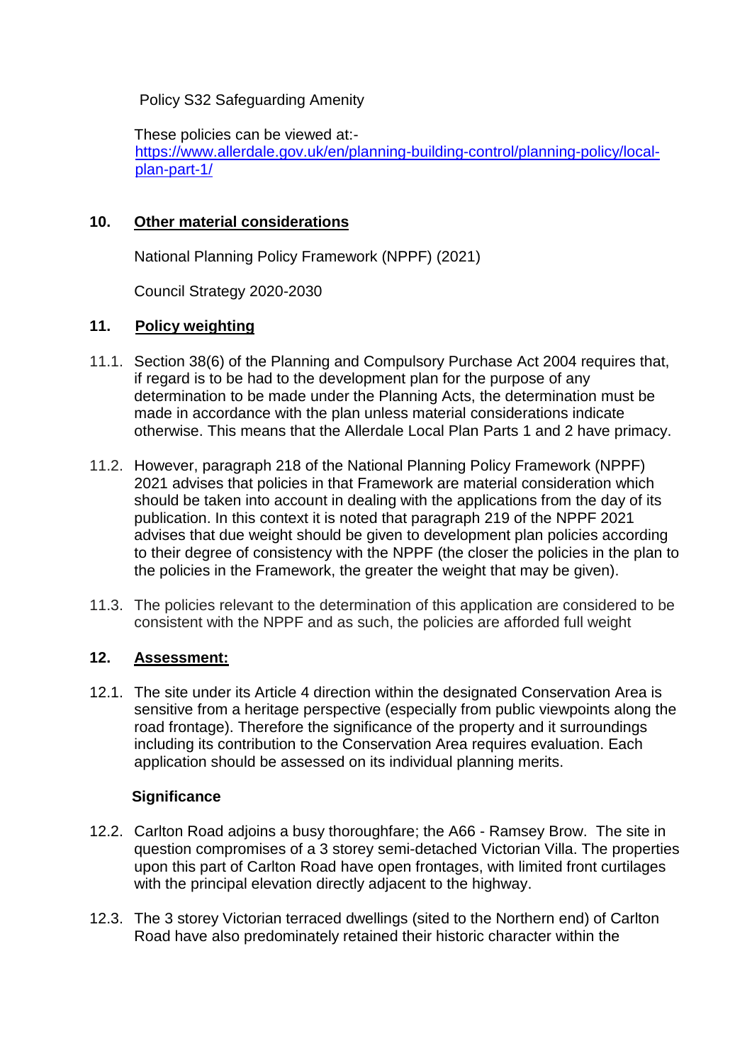Policy S32 Safeguarding Amenity

These policies can be viewed at:-
https://www.allerdale.gov.uk/en/planning-building-control/planning-policy/local-plan-part-1/

## 10. Other material considerations

National Planning Policy Framework (NPPF) (2021)

Council Strategy 2020-2030

## 11. Policy weighting

11.1. Section 38(6) of the Planning and Compulsory Purchase Act 2004 requires that, if regard is to be had to the development plan for the purpose of any determination to be made under the Planning Acts, the determination must be made in accordance with the plan unless material considerations indicate otherwise. This means that the Allerdale Local Plan Parts 1 and 2 have primacy.

11.2. However, paragraph 218 of the National Planning Policy Framework (NPPF) 2021 advises that policies in that Framework are material consideration which should be taken into account in dealing with the applications from the day of its publication. In this context it is noted that paragraph 219 of the NPPF 2021 advises that due weight should be given to development plan policies according to their degree of consistency with the NPPF (the closer the policies in the plan to the policies in the Framework, the greater the weight that may be given).

11.3. The policies relevant to the determination of this application are considered to be consistent with the NPPF and as such, the policies are afforded full weight

## 12. Assessment:

12.1. The site under its Article 4 direction within the designated Conservation Area is sensitive from a heritage perspective (especially from public viewpoints along the road frontage). Therefore the significance of the property and it surroundings including its contribution to the Conservation Area requires evaluation. Each application should be assessed on its individual planning merits.

**Significance**

12.2. Carlton Road adjoins a busy thoroughfare; the A66 - Ramsey Brow. The site in question compromises of a 3 storey semi-detached Victorian Villa. The properties upon this part of Carlton Road have open frontages, with limited front curtilages with the principal elevation directly adjacent to the highway.

12.3. The 3 storey Victorian terraced dwellings (sited to the Northern end) of Carlton Road have also predominately retained their historic character within the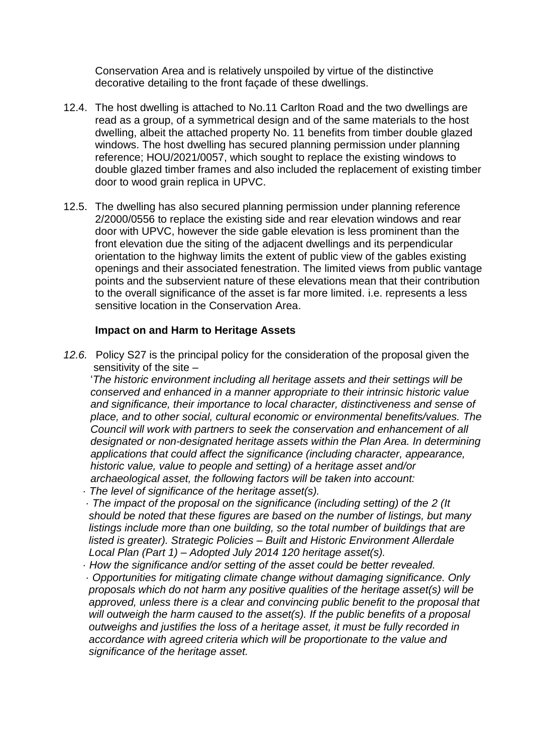Conservation Area and is relatively unspoiled by virtue of the distinctive decorative detailing to the front façade of these dwellings.

12.4. The host dwelling is attached to No.11 Carlton Road and the two dwellings are read as a group, of a symmetrical design and of the same materials to the host dwelling, albeit the attached property No. 11 benefits from timber double glazed windows. The host dwelling has secured planning permission under planning reference; HOU/2021/0057, which sought to replace the existing windows to double glazed timber frames and also included the replacement of existing timber door to wood grain replica in UPVC.

12.5. The dwelling has also secured planning permission under planning reference 2/2000/0556 to replace the existing side and rear elevation windows and rear door with UPVC, however the side gable elevation is less prominent than the front elevation due the siting of the adjacent dwellings and its perpendicular orientation to the highway limits the extent of public view of the gables existing openings and their associated fenestration. The limited views from public vantage points and the subservient nature of these elevations mean that their contribution to the overall significance of the asset is far more limited. i.e. represents a less sensitive location in the Conservation Area.

**Impact on and Harm to Heritage Assets**

*12.6.* Policy S27 is the principal policy for the consideration of the proposal given the sensitivity of the site –

'*The historic environment including all heritage assets and their settings will be conserved and enhanced in a manner appropriate to their intrinsic historic value and significance, their importance to local character, distinctiveness and sense of place, and to other social, cultural economic or environmental benefits/values. The Council will work with partners to seek the conservation and enhancement of all designated or non-designated heritage assets within the Plan Area. In determining applications that could affect the significance (including character, appearance, historic value, value to people and setting) of a heritage asset and/or archaeological asset, the following factors will be taken into account:*

*· The level of significance of the heritage asset(s).*

*· The impact of the proposal on the significance (including setting) of the 2 (It should be noted that these figures are based on the number of listings, but many listings include more than one building, so the total number of buildings that are listed is greater). Strategic Policies – Built and Historic Environment Allerdale Local Plan (Part 1) – Adopted July 2014 120 heritage asset(s).*

*· How the significance and/or setting of the asset could be better revealed.*

*· Opportunities for mitigating climate change without damaging significance. Only proposals which do not harm any positive qualities of the heritage asset(s) will be approved, unless there is a clear and convincing public benefit to the proposal that will outweigh the harm caused to the asset(s). If the public benefits of a proposal outweighs and justifies the loss of a heritage asset, it must be fully recorded in accordance with agreed criteria which will be proportionate to the value and significance of the heritage asset.*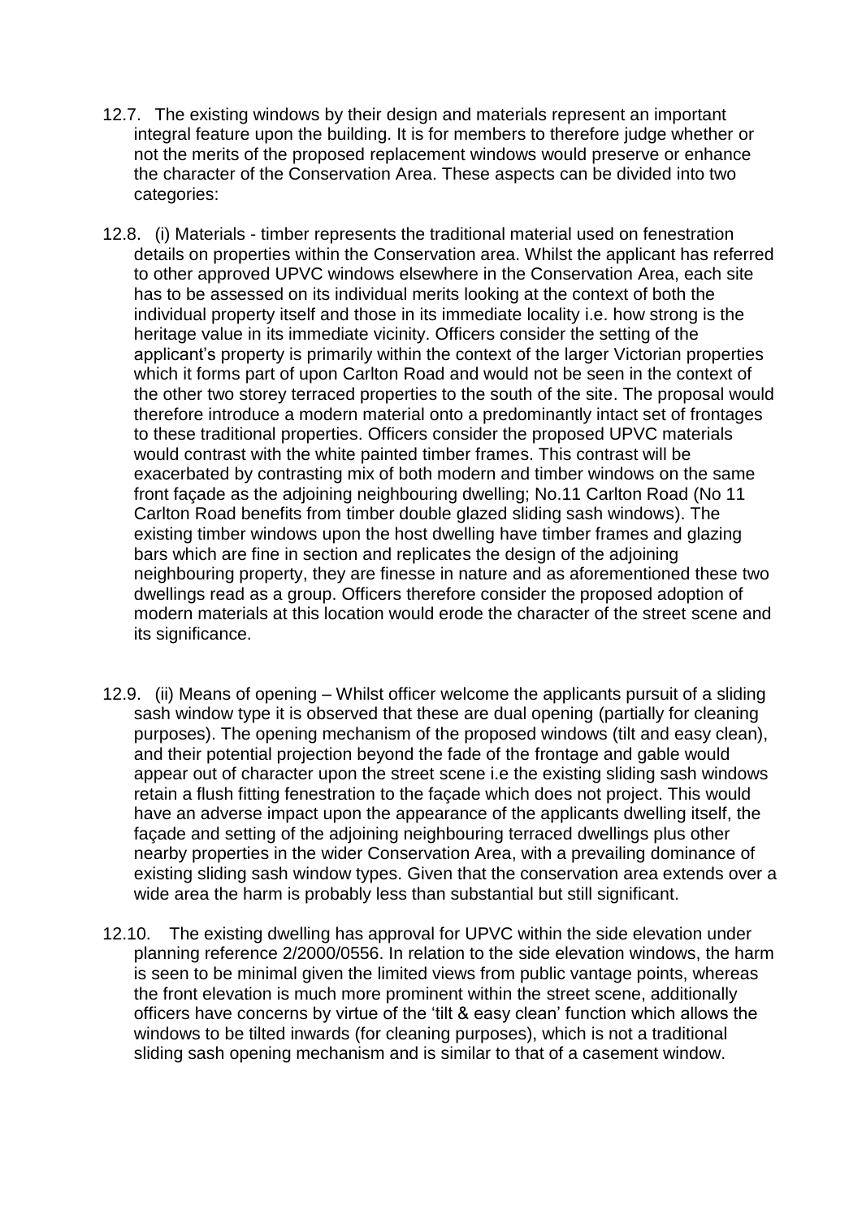12.7. The existing windows by their design and materials represent an important integral feature upon the building. It is for members to therefore judge whether or not the merits of the proposed replacement windows would preserve or enhance the character of the Conservation Area. These aspects can be divided into two categories:

12.8. (i) Materials - timber represents the traditional material used on fenestration details on properties within the Conservation area. Whilst the applicant has referred to other approved UPVC windows elsewhere in the Conservation Area, each site has to be assessed on its individual merits looking at the context of both the individual property itself and those in its immediate locality i.e. how strong is the heritage value in its immediate vicinity. Officers consider the setting of the applicant's property is primarily within the context of the larger Victorian properties which it forms part of upon Carlton Road and would not be seen in the context of the other two storey terraced properties to the south of the site. The proposal would therefore introduce a modern material onto a predominantly intact set of frontages to these traditional properties. Officers consider the proposed UPVC materials would contrast with the white painted timber frames. This contrast will be exacerbated by contrasting mix of both modern and timber windows on the same front façade as the adjoining neighbouring dwelling; No.11 Carlton Road (No 11 Carlton Road benefits from timber double glazed sliding sash windows). The existing timber windows upon the host dwelling have timber frames and glazing bars which are fine in section and replicates the design of the adjoining neighbouring property, they are finesse in nature and as aforementioned these two dwellings read as a group. Officers therefore consider the proposed adoption of modern materials at this location would erode the character of the street scene and its significance.

12.9. (ii) Means of opening – Whilst officer welcome the applicants pursuit of a sliding sash window type it is observed that these are dual opening (partially for cleaning purposes). The opening mechanism of the proposed windows (tilt and easy clean), and their potential projection beyond the fade of the frontage and gable would appear out of character upon the street scene i.e the existing sliding sash windows retain a flush fitting fenestration to the façade which does not project. This would have an adverse impact upon the appearance of the applicants dwelling itself, the façade and setting of the adjoining neighbouring terraced dwellings plus other nearby properties in the wider Conservation Area, with a prevailing dominance of existing sliding sash window types. Given that the conservation area extends over a wide area the harm is probably less than substantial but still significant.

12.10. The existing dwelling has approval for UPVC within the side elevation under planning reference 2/2000/0556. In relation to the side elevation windows, the harm is seen to be minimal given the limited views from public vantage points, whereas the front elevation is much more prominent within the street scene, additionally officers have concerns by virtue of the 'tilt & easy clean' function which allows the windows to be tilted inwards (for cleaning purposes), which is not a traditional sliding sash opening mechanism and is similar to that of a casement window.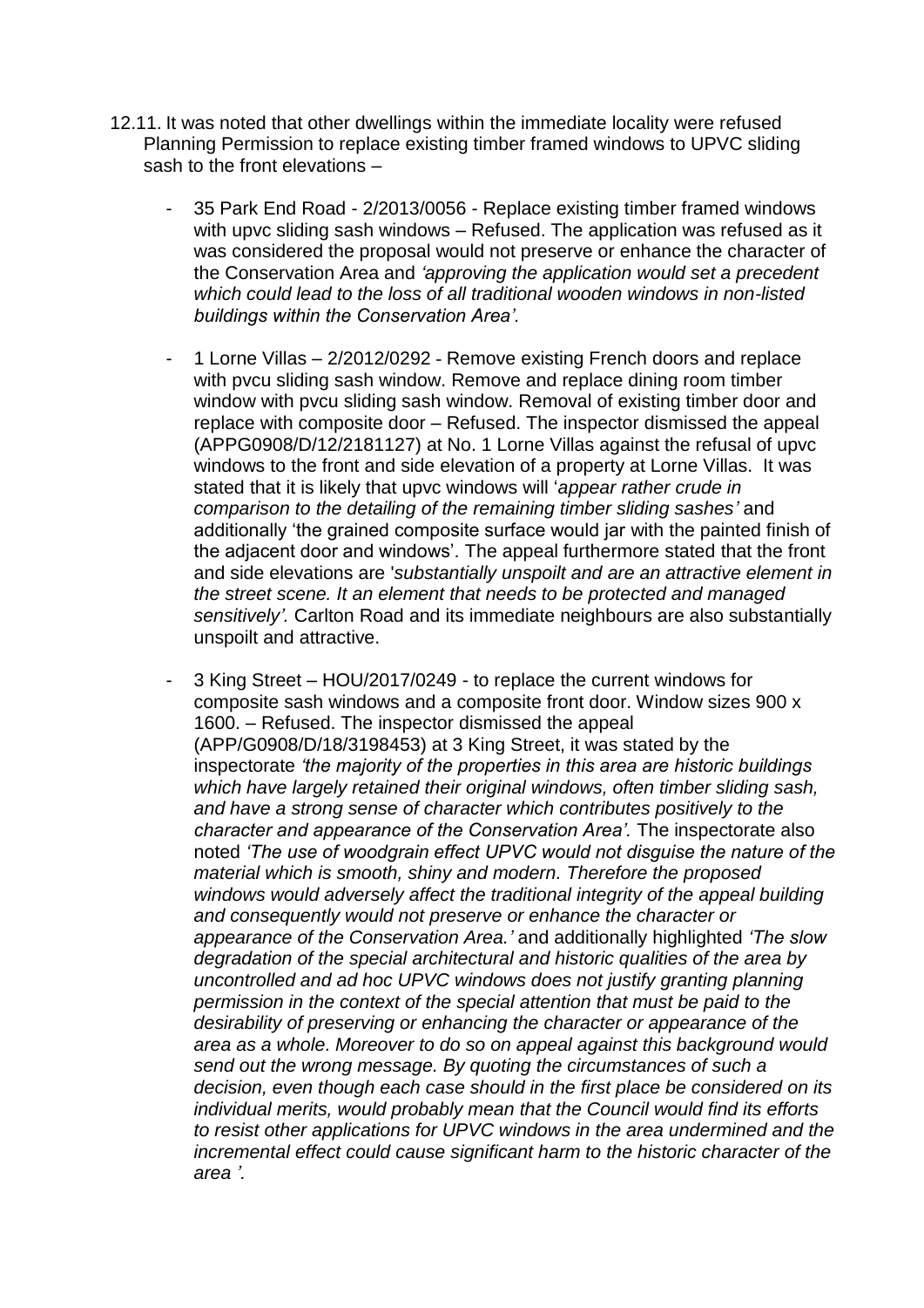12.11. It was noted that other dwellings within the immediate locality were refused Planning Permission to replace existing timber framed windows to UPVC sliding sash to the front elevations –

- 35 Park End Road - 2/2013/0056 - Replace existing timber framed windows with upvc sliding sash windows – Refused. The application was refused as it was considered the proposal would not preserve or enhance the character of the Conservation Area and *'approving the application would set a precedent which could lead to the loss of all traditional wooden windows in non-listed buildings within the Conservation Area'.*

- 1 Lorne Villas – 2/2012/0292 - Remove existing French doors and replace with pvcu sliding sash window. Remove and replace dining room timber window with pvcu sliding sash window. Removal of existing timber door and replace with composite door – Refused. The inspector dismissed the appeal (APPG0908/D/12/2181127) at No. 1 Lorne Villas against the refusal of upvc windows to the front and side elevation of a property at Lorne Villas. It was stated that it is likely that upvc windows will '*appear rather crude in comparison to the detailing of the remaining timber sliding sashes'* and additionally 'the grained composite surface would jar with the painted finish of the adjacent door and windows'. The appeal furthermore stated that the front and side elevations are '*substantially unspoilt and are an attractive element in the street scene. It an element that needs to be protected and managed sensitively'.* Carlton Road and its immediate neighbours are also substantially unspoilt and attractive.

- 3 King Street – HOU/2017/0249 - to replace the current windows for composite sash windows and a composite front door. Window sizes 900 x 1600. – Refused. The inspector dismissed the appeal (APP/G0908/D/18/3198453) at 3 King Street, it was stated by the inspectorate *'the majority of the properties in this area are historic buildings which have largely retained their original windows, often timber sliding sash, and have a strong sense of character which contributes positively to the character and appearance of the Conservation Area'.* The inspectorate also noted *'The use of woodgrain effect UPVC would not disguise the nature of the material which is smooth, shiny and modern. Therefore the proposed windows would adversely affect the traditional integrity of the appeal building and consequently would not preserve or enhance the character or appearance of the Conservation Area.'* and additionally highlighted *'The slow degradation of the special architectural and historic qualities of the area by uncontrolled and ad hoc UPVC windows does not justify granting planning permission in the context of the special attention that must be paid to the desirability of preserving or enhancing the character or appearance of the area as a whole. Moreover to do so on appeal against this background would send out the wrong message. By quoting the circumstances of such a decision, even though each case should in the first place be considered on its individual merits, would probably mean that the Council would find its efforts to resist other applications for UPVC windows in the area undermined and the incremental effect could cause significant harm to the historic character of the area '.*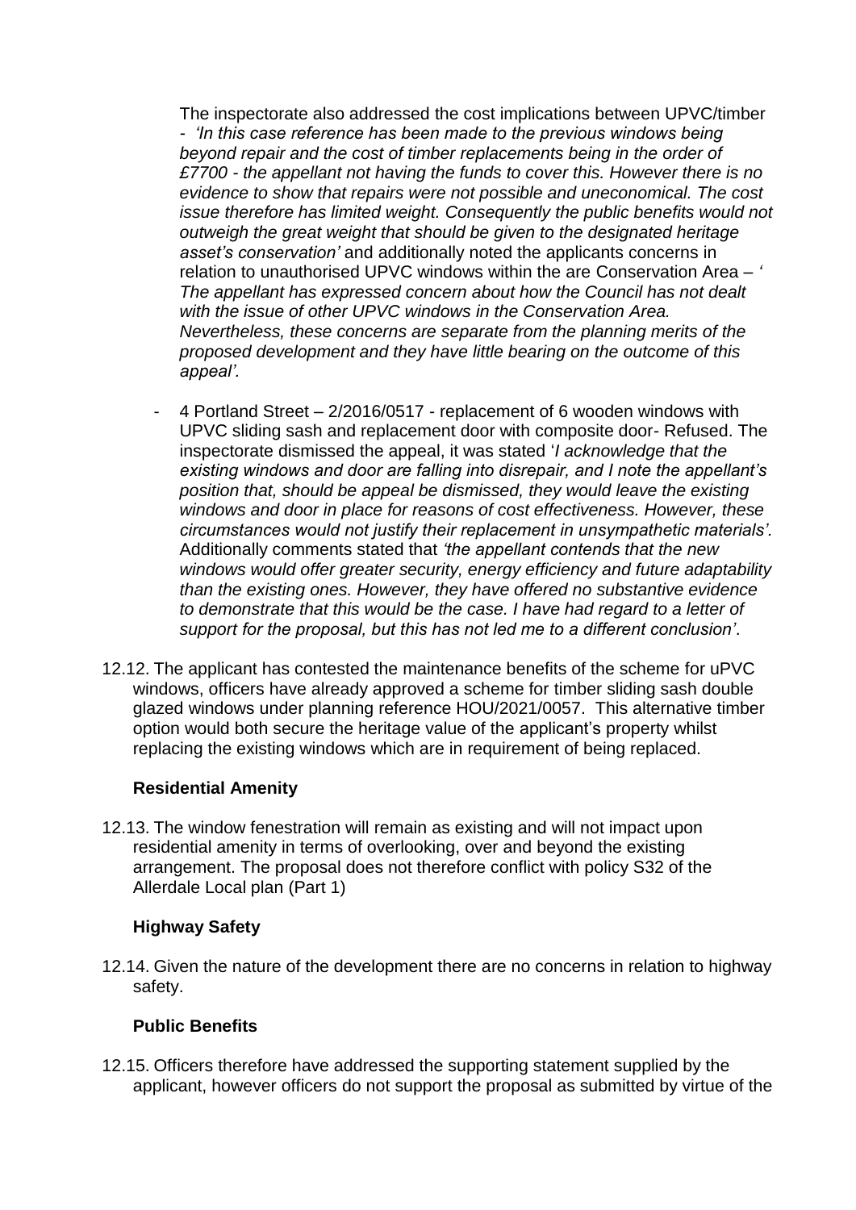The inspectorate also addressed the cost implications between UPVC/timber - *'In this case reference has been made to the previous windows being beyond repair and the cost of timber replacements being in the order of £7700 - the appellant not having the funds to cover this. However there is no evidence to show that repairs were not possible and uneconomical. The cost issue therefore has limited weight. Consequently the public benefits would not outweigh the great weight that should be given to the designated heritage asset's conservation'* and additionally noted the applicants concerns in relation to unauthorised UPVC windows within the are Conservation Area – *' The appellant has expressed concern about how the Council has not dealt with the issue of other UPVC windows in the Conservation Area. Nevertheless, these concerns are separate from the planning merits of the proposed development and they have little bearing on the outcome of this appeal'.*

- 4 Portland Street – 2/2016/0517 - replacement of 6 wooden windows with UPVC sliding sash and replacement door with composite door- Refused. The inspectorate dismissed the appeal, it was stated '*I acknowledge that the existing windows and door are falling into disrepair, and I note the appellant's position that, should be appeal be dismissed, they would leave the existing windows and door in place for reasons of cost effectiveness. However, these circumstances would not justify their replacement in unsympathetic materials'.* Additionally comments stated that *'the appellant contends that the new windows would offer greater security, energy efficiency and future adaptability than the existing ones. However, they have offered no substantive evidence to demonstrate that this would be the case. I have had regard to a letter of support for the proposal, but this has not led me to a different conclusion'*.

12.12. The applicant has contested the maintenance benefits of the scheme for uPVC windows, officers have already approved a scheme for timber sliding sash double glazed windows under planning reference HOU/2021/0057. This alternative timber option would both secure the heritage value of the applicant's property whilst replacing the existing windows which are in requirement of being replaced.

**Residential Amenity**

12.13. The window fenestration will remain as existing and will not impact upon residential amenity in terms of overlooking, over and beyond the existing arrangement. The proposal does not therefore conflict with policy S32 of the Allerdale Local plan (Part 1)

**Highway Safety**

12.14. Given the nature of the development there are no concerns in relation to highway safety.

**Public Benefits**

12.15. Officers therefore have addressed the supporting statement supplied by the applicant, however officers do not support the proposal as submitted by virtue of the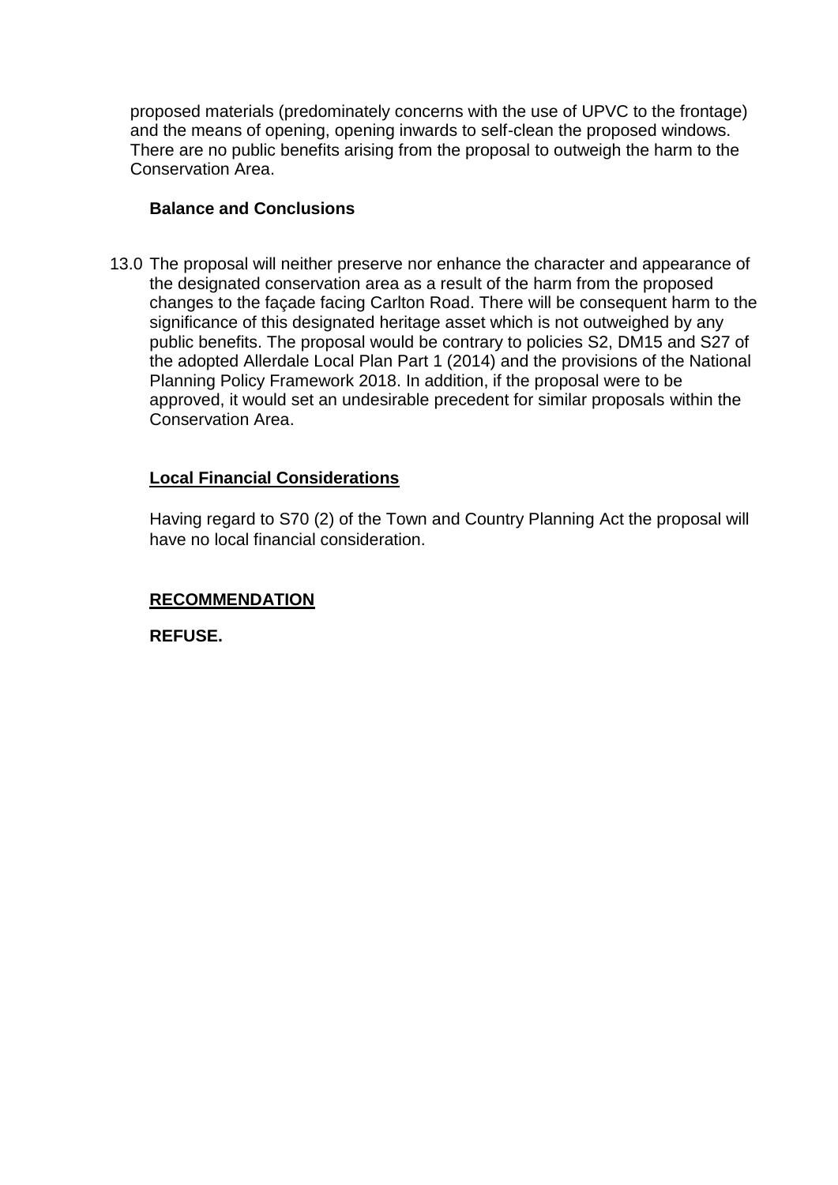proposed materials (predominately concerns with the use of UPVC to the frontage) and the means of opening, opening inwards to self-clean the proposed windows. There are no public benefits arising from the proposal to outweigh the harm to the Conservation Area.

**Balance and Conclusions**

13.0 The proposal will neither preserve nor enhance the character and appearance of the designated conservation area as a result of the harm from the proposed changes to the façade facing Carlton Road. There will be consequent harm to the significance of this designated heritage asset which is not outweighed by any public benefits. The proposal would be contrary to policies S2, DM15 and S27 of the adopted Allerdale Local Plan Part 1 (2014) and the provisions of the National Planning Policy Framework 2018. In addition, if the proposal were to be approved, it would set an undesirable precedent for similar proposals within the Conservation Area.

**Local Financial Considerations**

Having regard to S70 (2) of the Town and Country Planning Act the proposal will have no local financial consideration.

**RECOMMENDATION**

**REFUSE.**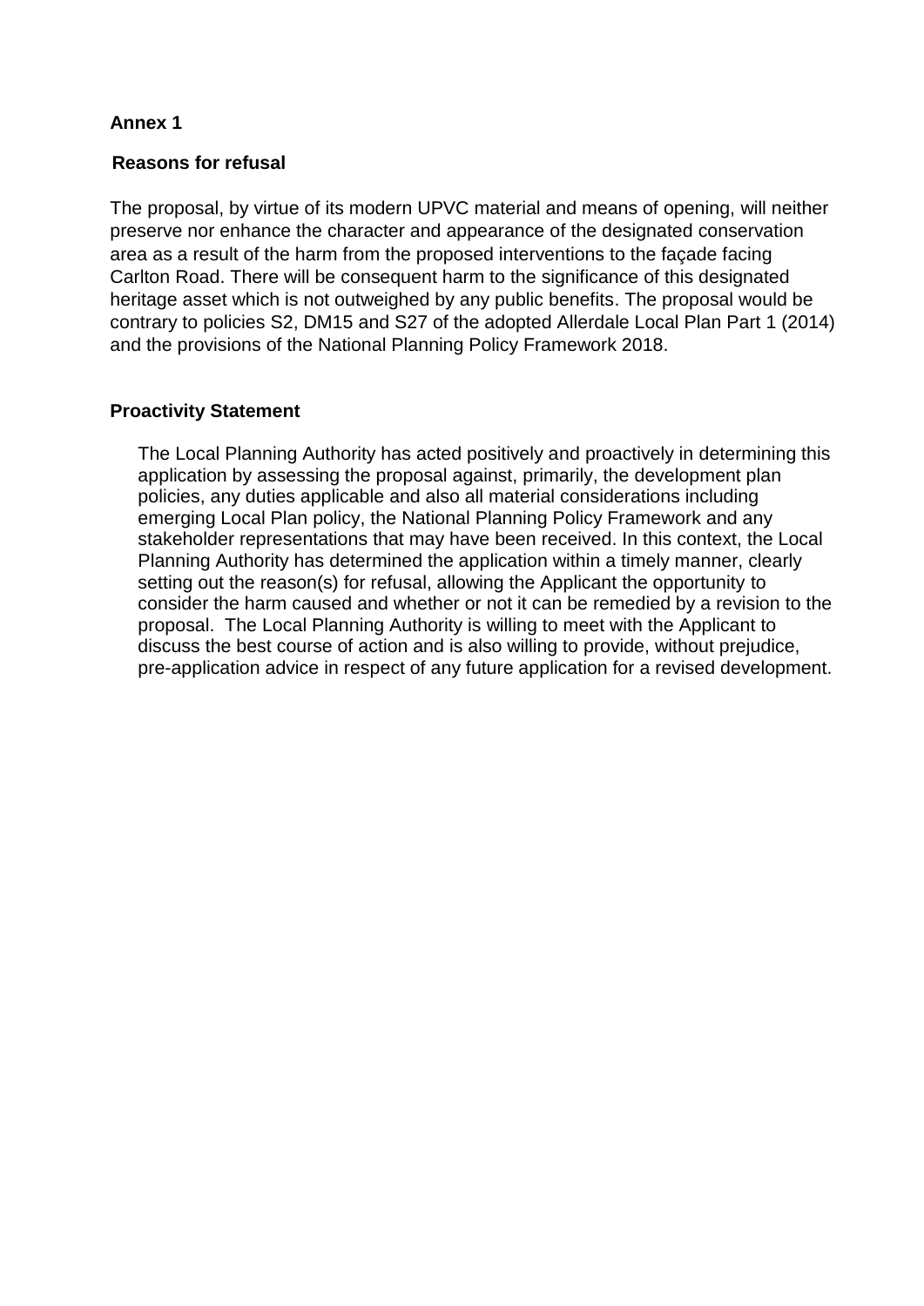**Annex 1**

**Reasons for refusal**

The proposal, by virtue of its modern UPVC material and means of opening, will neither preserve nor enhance the character and appearance of the designated conservation area as a result of the harm from the proposed interventions to the façade facing Carlton Road. There will be consequent harm to the significance of this designated heritage asset which is not outweighed by any public benefits. The proposal would be contrary to policies S2, DM15 and S27 of the adopted Allerdale Local Plan Part 1 (2014) and the provisions of the National Planning Policy Framework 2018.

**Proactivity Statement**

The Local Planning Authority has acted positively and proactively in determining this application by assessing the proposal against, primarily, the development plan policies, any duties applicable and also all material considerations including emerging Local Plan policy, the National Planning Policy Framework and any stakeholder representations that may have been received. In this context, the Local Planning Authority has determined the application within a timely manner, clearly setting out the reason(s) for refusal, allowing the Applicant the opportunity to consider the harm caused and whether or not it can be remedied by a revision to the proposal. The Local Planning Authority is willing to meet with the Applicant to discuss the best course of action and is also willing to provide, without prejudice, pre-application advice in respect of any future application for a revised development.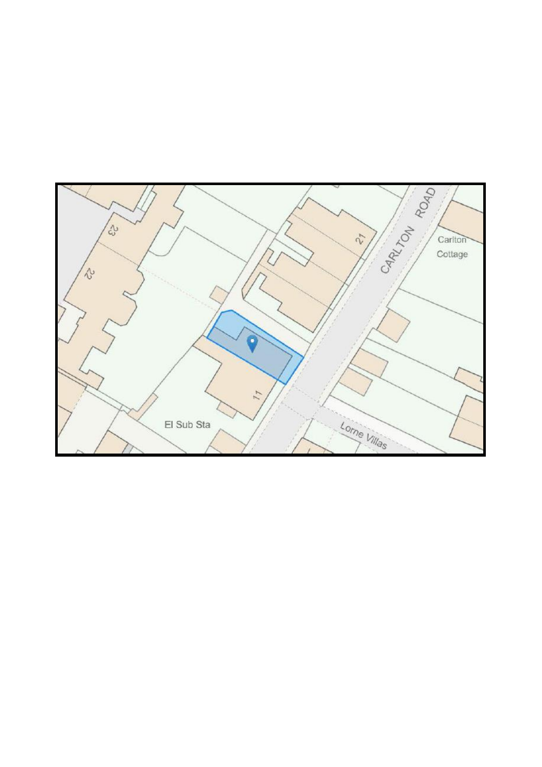CARLTON ROAD

Carlton Cottage

23

22

21

11

El Sub Sta

Lorne Villas